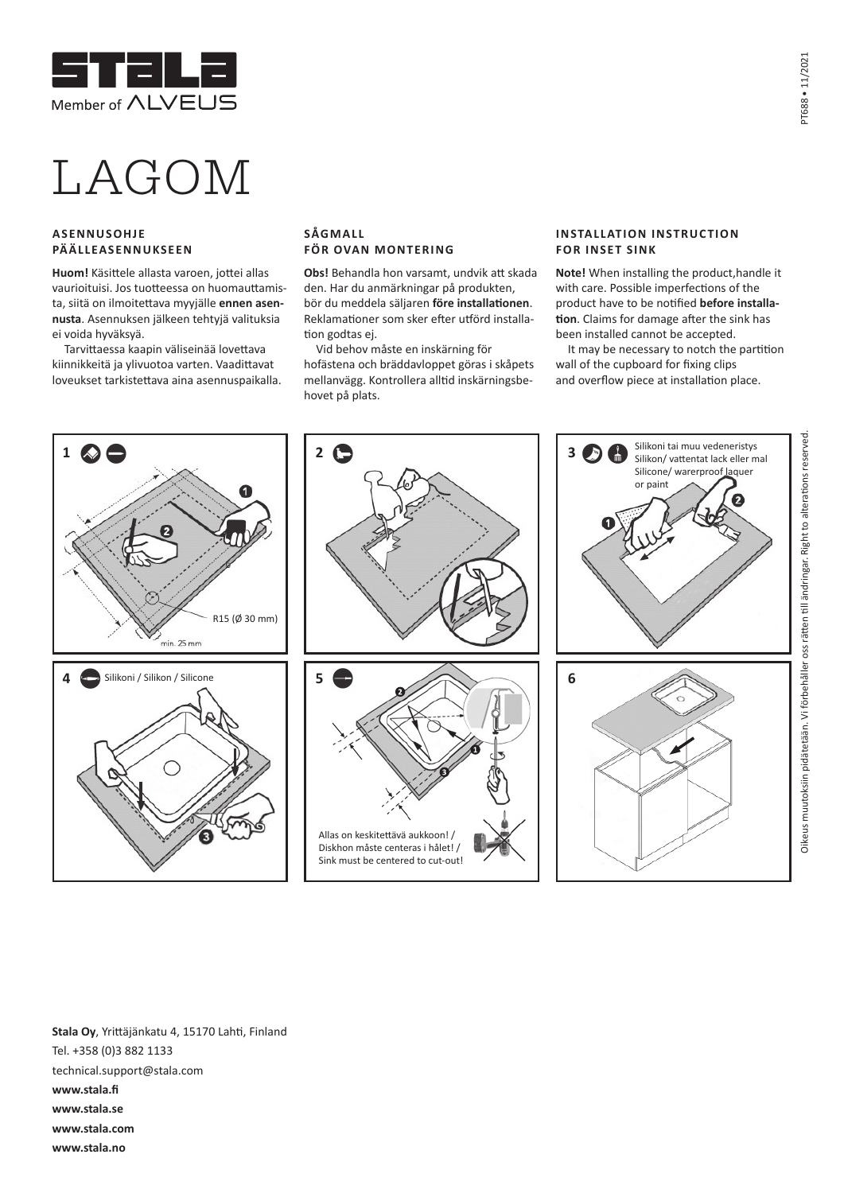Member of ALVEUS

# LAGOM

## ASENNUSOHJE PÄÄLLEASENNUKSEEN

**Huom!** Käsittele allasta varoen, jottei allas vaurioituisi. Jos tuotteessa on huomautettavaa, siitä on ilmoitettava myyjälle **ennen asennusta**. Asennuksen jälkeen tehtyjä valituksia ei voida hyväksyä.

Tarvittaessa kaapin väliseinää lovettava kiinnikkeitä ja ylivuotoa varten. Vaadittavat loveukset tarkistettava aina asennuspaikalla.

## SÅGMALL FÖR OVAN MONTERING

**Obs!** Behandla hon varsamt, undvik att skada den. Har du anmärkningar på produkten, bör du meddela säljaren **före installationen**. Reklamationer som sker efter utförd installation godtas ej.

Vid behov måste en inskärning för hofästena och bräddavloppet göras i skåpets mellanvägg. Kontrollera alltid inskärningsbehovet på plats.

## INSTALLATION INSTRUCTION FOR INSET SINK

**Note!** When installing the product,handle it with care. Possible imperfections of the product have to be notified **before installation**. Claims for damage after the sink has been installed cannot be accepted.

It may be necessary to notch the partition wall of the cupboard for fixing clips and overflow piece at installation place.

1 — R15 (Ø 30 mm), min. 25 mm

2

3 — Silikoni tai muu vedeneristys / Silikon/ vattentat lack eller mal / Silicone/ warerproof laquer or paint

4 — Silikoni / Silikon / Silicone

5 — Allas on keskitettävä aukkoon! / Diskhon måste centeras i hålet! / Sink must be centered to cut-out!

6

Oikeus muutoksiin pidätetään. Vi förbehåller oss rätten till ändringar. Right to alterations reserved.

**Stala Oy**, Yrittäjänkatu 4, 15170 Lahti, Finland
Tel. +358 (0)3 882 1133
technical.support@stala.com
**www.stala.fi**
**www.stala.se**
**www.stala.com**
**www.stala.no**

PT688 • 11/2021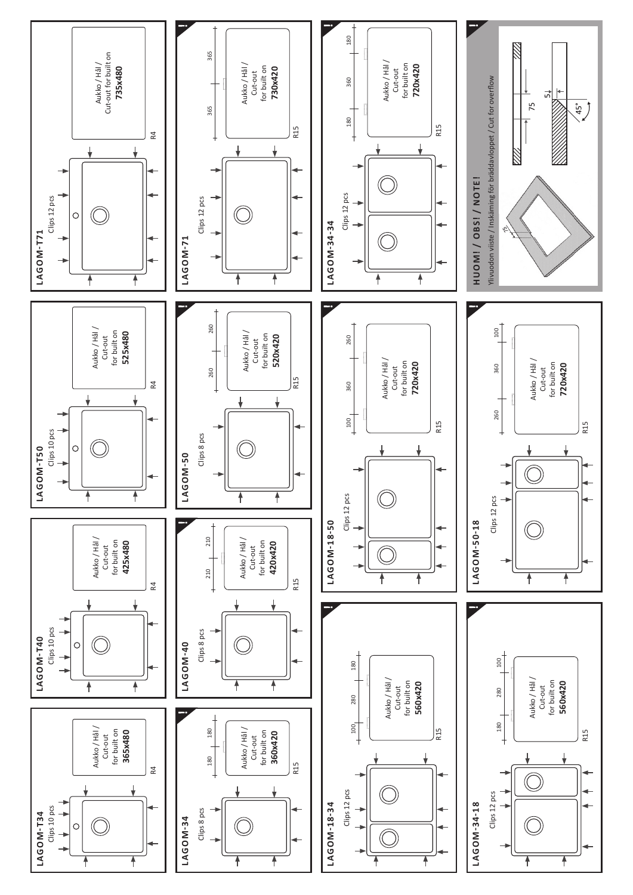## LAGOM-T34

Clips 10 pcs

Aukko / Hål / Cut-out for built on **365x480**

R4

## LAGOM-T40

Clips 10 pcs

Aukko / Hål / Cut-out for built on **425x480**

R4

## LAGOM-T50

Clips 10 pcs

Aukko / Hål / Cut-out for built on **525x480**

R4

## LAGOM-T71

Clips 12 pcs

Aukko / Hål / Cut-out for built on **735x480**

R4

## LAGOM-34

Clips 8 pcs

180 180

Aukko / Hål / Cut-out for built on **360x420**

R15

## LAGOM-40

Clips 8 pcs

210 210

Aukko / Hål / Cut-out for built on **420x420**

R15

## LAGOM-50

Clips 8 pcs

260 260

Aukko / Hål / Cut-out for built on **520x420**

R15

## LAGOM-71

Clips 12 pcs

365 365

Aukko / Hål / Cut-out for built on **730x420**

R15

## LAGOM-18-34

Clips 12 pcs

100 280 180

Aukko / Hål / Cut-out for built on **560x420**

R15

## LAGOM-18-50

Clips 12 pcs

100 360 260

Aukko / Hål / Cut-out for built on **720x420**

R15

## LAGOM-34-34

Clips 12 pcs

180 360 180

Aukko / Hål / Cut-out for built on **720x420**

R15

## LAGOM-34-18

Clips 12 pcs

180 280 100

Aukko / Hål / Cut-out for built on **560x420**

R15

## LAGOM-50-18

Clips 12 pcs

260 360 100

Aukko / Hål / Cut-out for built on **720x420**

R15

## HUOM! / OBS! / NOTE!

Ylivuodon viiste / Inskäming för bräddavloppet / Cut for overflow

75

75

5

45°